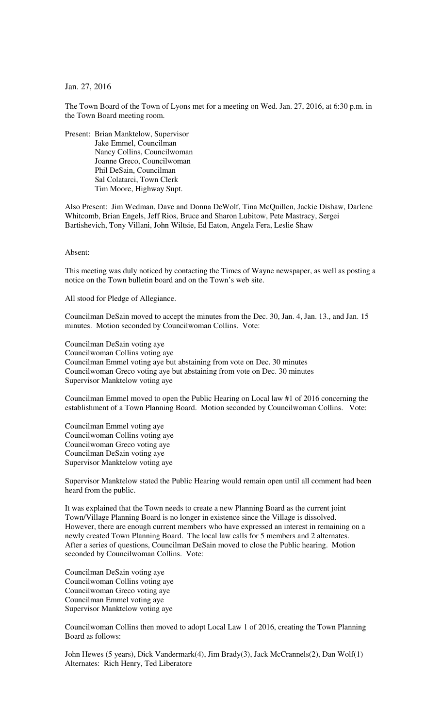Jan. 27, 2016

The Town Board of the Town of Lyons met for a meeting on Wed. Jan. 27, 2016, at 6:30 p.m. in the Town Board meeting room.

Present: Brian Manktelow, Supervisor
Jake Emmel, Councilman
Nancy Collins, Councilwoman
Joanne Greco, Councilwoman
Phil DeSain, Councilman
Sal Colatarci, Town Clerk
Tim Moore, Highway Supt.

Also Present: Jim Wedman, Dave and Donna DeWolf, Tina McQuillen, Jackie Dishaw, Darlene Whitcomb, Brian Engels, Jeff Rios, Bruce and Sharon Lubitow, Pete Mastracy, Sergei Bartishevich, Tony Villani, John Wiltsie, Ed Eaton, Angela Fera, Leslie Shaw

Absent:

This meeting was duly noticed by contacting the Times of Wayne newspaper, as well as posting a notice on the Town bulletin board and on the Town's web site.

All stood for Pledge of Allegiance.

Councilman DeSain moved to accept the minutes from the Dec. 30, Jan. 4, Jan. 13., and Jan. 15 minutes. Motion seconded by Councilwoman Collins. Vote:

Councilman DeSain voting aye
Councilwoman Collins voting aye
Councilman Emmel voting aye but abstaining from vote on Dec. 30 minutes
Councilwoman Greco voting aye but abstaining from vote on Dec. 30 minutes
Supervisor Manktelow voting aye

Councilman Emmel moved to open the Public Hearing on Local law #1 of 2016 concerning the establishment of a Town Planning Board. Motion seconded by Councilwoman Collins. Vote:

Councilman Emmel voting aye
Councilwoman Collins voting aye
Councilwoman Greco voting aye
Councilman DeSain voting aye
Supervisor Manktelow voting aye

Supervisor Manktelow stated the Public Hearing would remain open until all comment had been heard from the public.

It was explained that the Town needs to create a new Planning Board as the current joint Town/Village Planning Board is no longer in existence since the Village is dissolved. However, there are enough current members who have expressed an interest in remaining on a newly created Town Planning Board. The local law calls for 5 members and 2 alternates. After a series of questions, Councilman DeSain moved to close the Public hearing. Motion seconded by Councilwoman Collins. Vote:

Councilman DeSain voting aye
Councilwoman Collins voting aye
Councilwoman Greco voting aye
Councilman Emmel voting aye
Supervisor Manktelow voting aye

Councilwoman Collins then moved to adopt Local Law 1 of 2016, creating the Town Planning Board as follows:

John Hewes (5 years), Dick Vandermark(4), Jim Brady(3), Jack McCrannels(2), Dan Wolf(1)
Alternates: Rich Henry, Ted Liberatore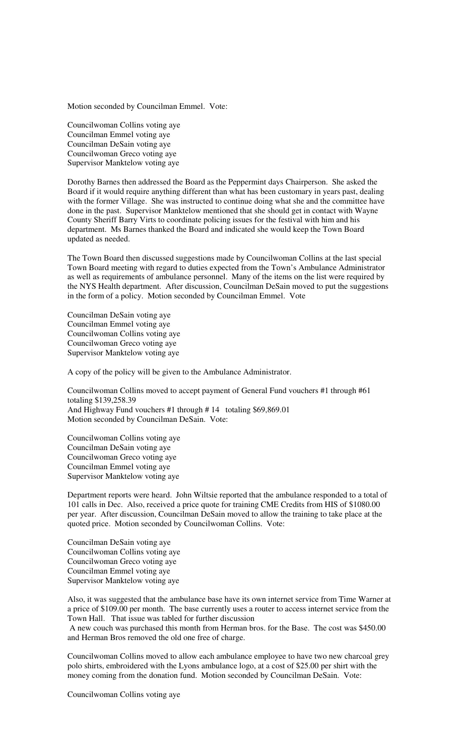Motion seconded by Councilman Emmel. Vote:

Councilwoman Collins voting aye
Councilman Emmel voting aye
Councilman DeSain voting aye
Councilwoman Greco voting aye
Supervisor Manktelow voting aye

Dorothy Barnes then addressed the Board as the Peppermint days Chairperson. She asked the Board if it would require anything different than what has been customary in years past, dealing with the former Village. She was instructed to continue doing what she and the committee have done in the past. Supervisor Manktelow mentioned that she should get in contact with Wayne County Sheriff Barry Virts to coordinate policing issues for the festival with him and his department. Ms Barnes thanked the Board and indicated she would keep the Town Board updated as needed.

The Town Board then discussed suggestions made by Councilwoman Collins at the last special Town Board meeting with regard to duties expected from the Town's Ambulance Administrator as well as requirements of ambulance personnel. Many of the items on the list were required by the NYS Health department. After discussion, Councilman DeSain moved to put the suggestions in the form of a policy. Motion seconded by Councilman Emmel. Vote

Councilman DeSain voting aye
Councilman Emmel voting aye
Councilwoman Collins voting aye
Councilwoman Greco voting aye
Supervisor Manktelow voting aye

A copy of the policy will be given to the Ambulance Administrator.

Councilwoman Collins moved to accept payment of General Fund vouchers #1 through #61 totaling $139,258.39
And Highway Fund vouchers #1 through # 14 totaling $69,869.01
Motion seconded by Councilman DeSain. Vote:

Councilwoman Collins voting aye
Councilman DeSain voting aye
Councilwoman Greco voting aye
Councilman Emmel voting aye
Supervisor Manktelow voting aye

Department reports were heard. John Wiltsie reported that the ambulance responded to a total of 101 calls in Dec. Also, received a price quote for training CME Credits from HIS of $1080.00 per year. After discussion, Councilman DeSain moved to allow the training to take place at the quoted price. Motion seconded by Councilwoman Collins. Vote:

Councilman DeSain voting aye
Councilwoman Collins voting aye
Councilwoman Greco voting aye
Councilman Emmel voting aye
Supervisor Manktelow voting aye

Also, it was suggested that the ambulance base have its own internet service from Time Warner at a price of $109.00 per month. The base currently uses a router to access internet service from the Town Hall. That issue was tabled for further discussion
A new couch was purchased this month from Herman bros. for the Base. The cost was $450.00 and Herman Bros removed the old one free of charge.

Councilwoman Collins moved to allow each ambulance employee to have two new charcoal grey polo shirts, embroidered with the Lyons ambulance logo, at a cost of $25.00 per shirt with the money coming from the donation fund. Motion seconded by Councilman DeSain. Vote:

Councilwoman Collins voting aye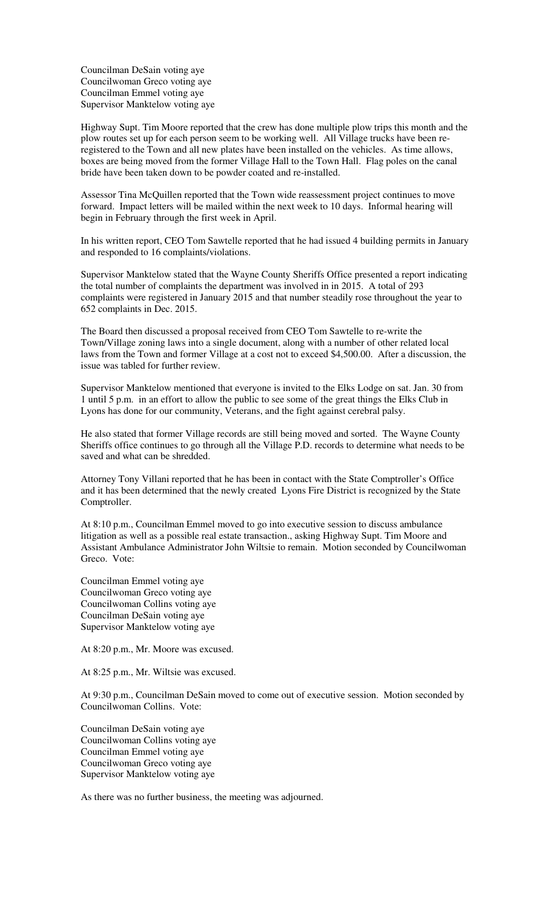Councilman DeSain voting aye
Councilwoman Greco voting aye
Councilman Emmel voting aye
Supervisor Manktelow voting aye

Highway Supt. Tim Moore reported that the crew has done multiple plow trips this month and the plow routes set up for each person seem to be working well. All Village trucks have been re-registered to the Town and all new plates have been installed on the vehicles. As time allows, boxes are being moved from the former Village Hall to the Town Hall. Flag poles on the canal bride have been taken down to be powder coated and re-installed.

Assessor Tina McQuillen reported that the Town wide reassessment project continues to move forward. Impact letters will be mailed within the next week to 10 days. Informal hearing will begin in February through the first week in April.

In his written report, CEO Tom Sawtelle reported that he had issued 4 building permits in January and responded to 16 complaints/violations.

Supervisor Manktelow stated that the Wayne County Sheriffs Office presented a report indicating the total number of complaints the department was involved in in 2015. A total of 293 complaints were registered in January 2015 and that number steadily rose throughout the year to 652 complaints in Dec. 2015.

The Board then discussed a proposal received from CEO Tom Sawtelle to re-write the Town/Village zoning laws into a single document, along with a number of other related local laws from the Town and former Village at a cost not to exceed $4,500.00. After a discussion, the issue was tabled for further review.

Supervisor Manktelow mentioned that everyone is invited to the Elks Lodge on sat. Jan. 30 from 1 until 5 p.m. in an effort to allow the public to see some of the great things the Elks Club in Lyons has done for our community, Veterans, and the fight against cerebral palsy.

He also stated that former Village records are still being moved and sorted. The Wayne County Sheriffs office continues to go through all the Village P.D. records to determine what needs to be saved and what can be shredded.

Attorney Tony Villani reported that he has been in contact with the State Comptroller's Office and it has been determined that the newly created Lyons Fire District is recognized by the State Comptroller.

At 8:10 p.m., Councilman Emmel moved to go into executive session to discuss ambulance litigation as well as a possible real estate transaction., asking Highway Supt. Tim Moore and Assistant Ambulance Administrator John Wiltsie to remain. Motion seconded by Councilwoman Greco. Vote:

Councilman Emmel voting aye
Councilwoman Greco voting aye
Councilwoman Collins voting aye
Councilman DeSain voting aye
Supervisor Manktelow voting aye

At 8:20 p.m., Mr. Moore was excused.

At 8:25 p.m., Mr. Wiltsie was excused.

At 9:30 p.m., Councilman DeSain moved to come out of executive session. Motion seconded by Councilwoman Collins. Vote:

Councilman DeSain voting aye
Councilwoman Collins voting aye
Councilman Emmel voting aye
Councilwoman Greco voting aye
Supervisor Manktelow voting aye

As there was no further business, the meeting was adjourned.